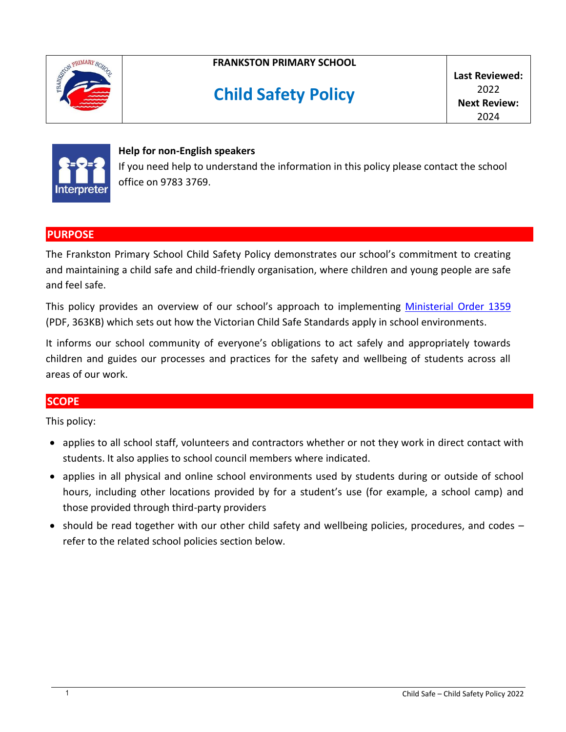| | FRANKSTON PRIMARY SCHOOL<br><br>**Child Safety Policy** | **Last Reviewed:** 2022<br>**Next Review:** 2024 |
|---|---|---|

**Help for non-English speakers**

If you need help to understand the information in this policy please contact the school office on 9783 3769.

## PURPOSE

The Frankston Primary School Child Safety Policy demonstrates our school's commitment to creating and maintaining a child safe and child-friendly organisation, where children and young people are safe and feel safe.

This policy provides an overview of our school's approach to implementing [Ministerial Order 1359]() (PDF, 363KB) which sets out how the Victorian Child Safe Standards apply in school environments.

It informs our school community of everyone's obligations to act safely and appropriately towards children and guides our processes and practices for the safety and wellbeing of students across all areas of our work.

## SCOPE

This policy:

- applies to all school staff, volunteers and contractors whether or not they work in direct contact with students. It also applies to school council members where indicated.
- applies in all physical and online school environments used by students during or outside of school hours, including other locations provided by for a student's use (for example, a school camp) and those provided through third-party providers
- should be read together with our other child safety and wellbeing policies, procedures, and codes – refer to the related school policies section below.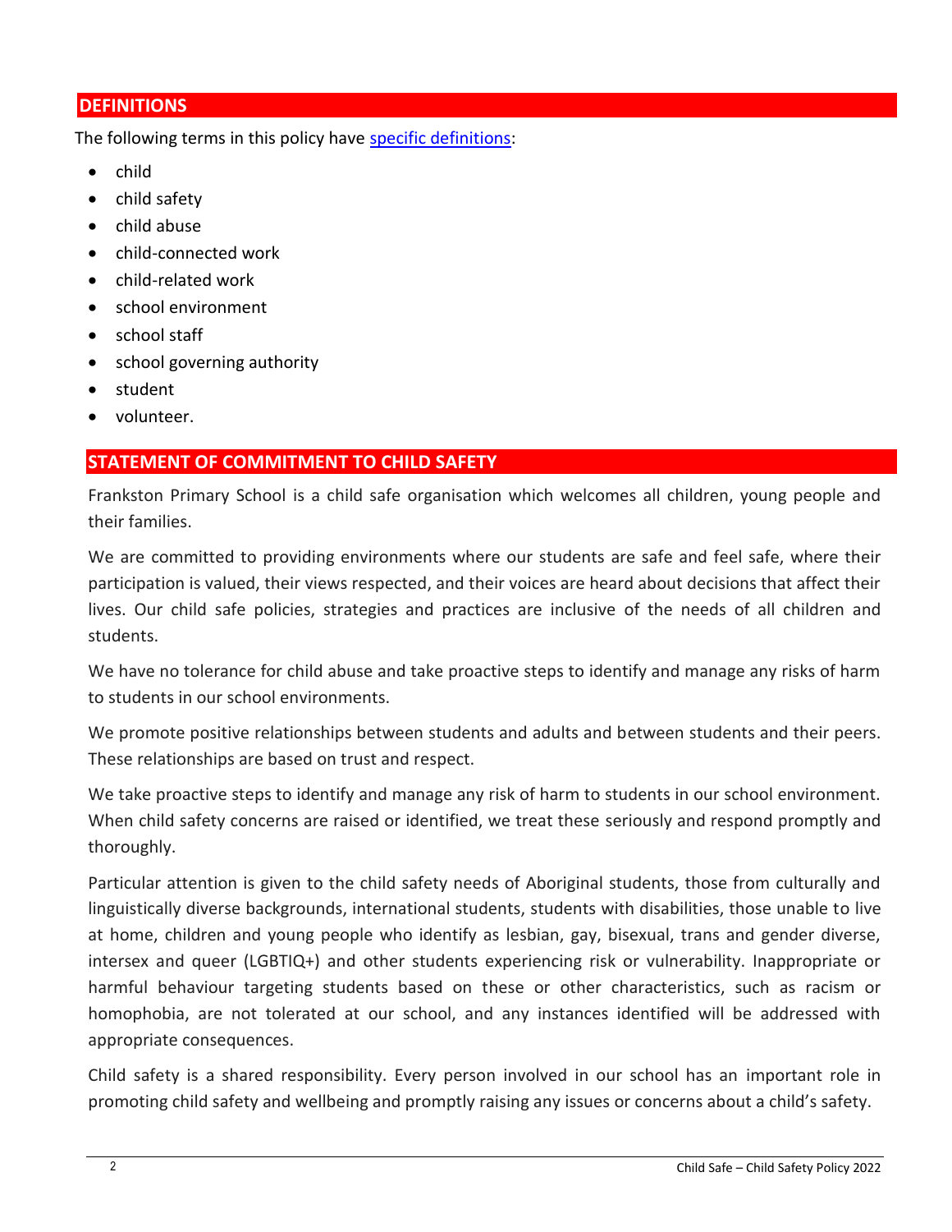## DEFINITIONS

The following terms in this policy have [specific definitions]:

- child
- child safety
- child abuse
- child-connected work
- child-related work
- school environment
- school staff
- school governing authority
- student
- volunteer.

## STATEMENT OF COMMITMENT TO CHILD SAFETY

Frankston Primary School is a child safe organisation which welcomes all children, young people and their families.

We are committed to providing environments where our students are safe and feel safe, where their participation is valued, their views respected, and their voices are heard about decisions that affect their lives. Our child safe policies, strategies and practices are inclusive of the needs of all children and students.

We have no tolerance for child abuse and take proactive steps to identify and manage any risks of harm to students in our school environments.

We promote positive relationships between students and adults and between students and their peers. These relationships are based on trust and respect.

We take proactive steps to identify and manage any risk of harm to students in our school environment. When child safety concerns are raised or identified, we treat these seriously and respond promptly and thoroughly.

Particular attention is given to the child safety needs of Aboriginal students, those from culturally and linguistically diverse backgrounds, international students, students with disabilities, those unable to live at home, children and young people who identify as lesbian, gay, bisexual, trans and gender diverse, intersex and queer (LGBTIQ+) and other students experiencing risk or vulnerability. Inappropriate or harmful behaviour targeting students based on these or other characteristics, such as racism or homophobia, are not tolerated at our school, and any instances identified will be addressed with appropriate consequences.

Child safety is a shared responsibility. Every person involved in our school has an important role in promoting child safety and wellbeing and promptly raising any issues or concerns about a child's safety.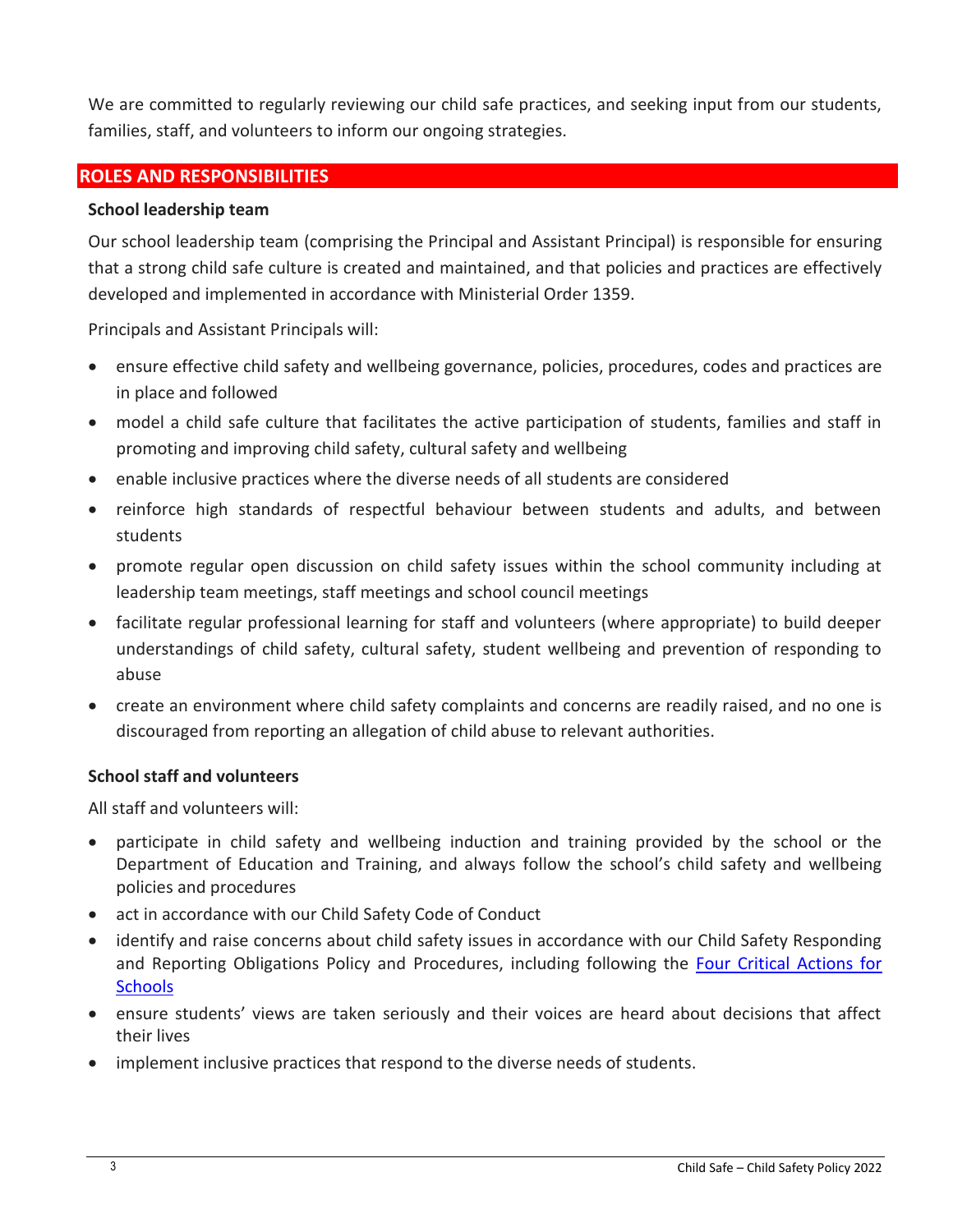We are committed to regularly reviewing our child safe practices, and seeking input from our students, families, staff, and volunteers to inform our ongoing strategies.

## ROLES AND RESPONSIBILITIES

### School leadership team

Our school leadership team (comprising the Principal and Assistant Principal) is responsible for ensuring that a strong child safe culture is created and maintained, and that policies and practices are effectively developed and implemented in accordance with Ministerial Order 1359.

Principals and Assistant Principals will:

- ensure effective child safety and wellbeing governance, policies, procedures, codes and practices are in place and followed
- model a child safe culture that facilitates the active participation of students, families and staff in promoting and improving child safety, cultural safety and wellbeing
- enable inclusive practices where the diverse needs of all students are considered
- reinforce high standards of respectful behaviour between students and adults, and between students
- promote regular open discussion on child safety issues within the school community including at leadership team meetings, staff meetings and school council meetings
- facilitate regular professional learning for staff and volunteers (where appropriate) to build deeper understandings of child safety, cultural safety, student wellbeing and prevention of responding to abuse
- create an environment where child safety complaints and concerns are readily raised, and no one is discouraged from reporting an allegation of child abuse to relevant authorities.

### School staff and volunteers

All staff and volunteers will:

- participate in child safety and wellbeing induction and training provided by the school or the Department of Education and Training, and always follow the school's child safety and wellbeing policies and procedures
- act in accordance with our Child Safety Code of Conduct
- identify and raise concerns about child safety issues in accordance with our Child Safety Responding and Reporting Obligations Policy and Procedures, including following the Four Critical Actions for Schools
- ensure students' views are taken seriously and their voices are heard about decisions that affect their lives
- implement inclusive practices that respond to the diverse needs of students.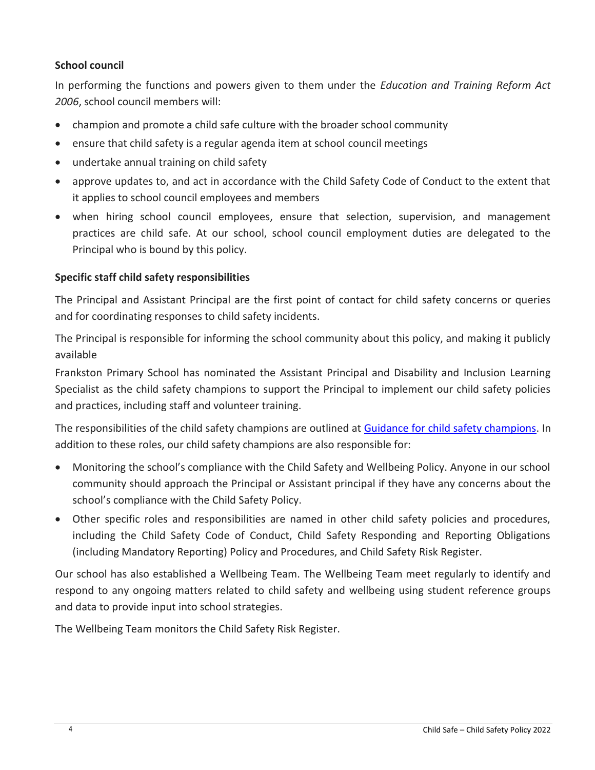**School council**

In performing the functions and powers given to them under the *Education and Training Reform Act 2006*, school council members will:

- champion and promote a child safe culture with the broader school community
- ensure that child safety is a regular agenda item at school council meetings
- undertake annual training on child safety
- approve updates to, and act in accordance with the Child Safety Code of Conduct to the extent that it applies to school council employees and members
- when hiring school council employees, ensure that selection, supervision, and management practices are child safe. At our school, school council employment duties are delegated to the Principal who is bound by this policy.

**Specific staff child safety responsibilities**

The Principal and Assistant Principal are the first point of contact for child safety concerns or queries and for coordinating responses to child safety incidents.

The Principal is responsible for informing the school community about this policy, and making it publicly available

Frankston Primary School has nominated the Assistant Principal and Disability and Inclusion Learning Specialist as the child safety champions to support the Principal to implement our child safety policies and practices, including staff and volunteer training.

The responsibilities of the child safety champions are outlined at [Guidance for child safety champions](). In addition to these roles, our child safety champions are also responsible for:

- Monitoring the school's compliance with the Child Safety and Wellbeing Policy. Anyone in our school community should approach the Principal or Assistant principal if they have any concerns about the school's compliance with the Child Safety Policy.
- Other specific roles and responsibilities are named in other child safety policies and procedures, including the Child Safety Code of Conduct, Child Safety Responding and Reporting Obligations (including Mandatory Reporting) Policy and Procedures, and Child Safety Risk Register.

Our school has also established a Wellbeing Team. The Wellbeing Team meet regularly to identify and respond to any ongoing matters related to child safety and wellbeing using student reference groups and data to provide input into school strategies.

The Wellbeing Team monitors the Child Safety Risk Register.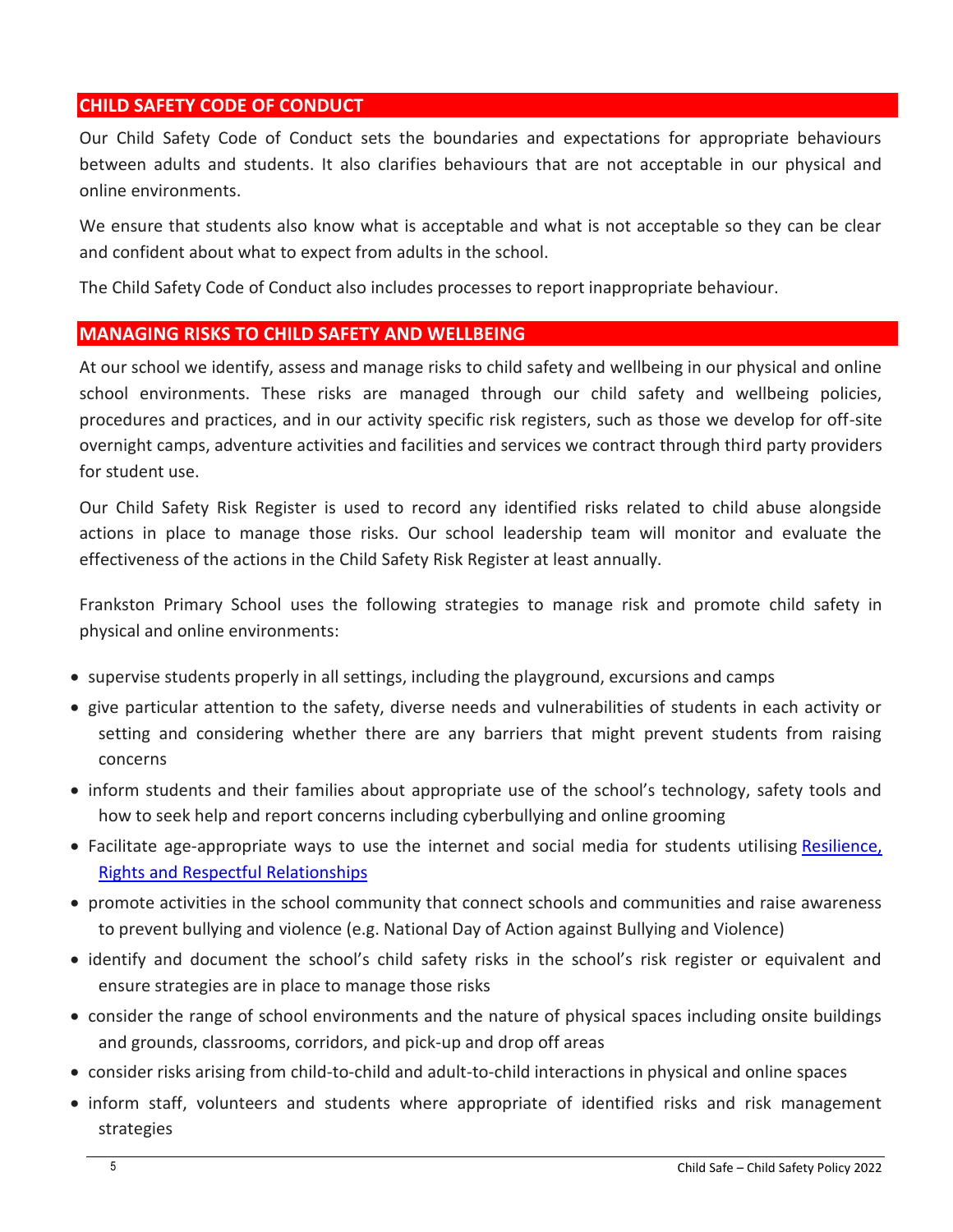## CHILD SAFETY CODE OF CONDUCT

Our Child Safety Code of Conduct sets the boundaries and expectations for appropriate behaviours between adults and students. It also clarifies behaviours that are not acceptable in our physical and online environments.

We ensure that students also know what is acceptable and what is not acceptable so they can be clear and confident about what to expect from adults in the school.

The Child Safety Code of Conduct also includes processes to report inappropriate behaviour.

## MANAGING RISKS TO CHILD SAFETY AND WELLBEING

At our school we identify, assess and manage risks to child safety and wellbeing in our physical and online school environments. These risks are managed through our child safety and wellbeing policies, procedures and practices, and in our activity specific risk registers, such as those we develop for off-site overnight camps, adventure activities and facilities and services we contract through third party providers for student use.

Our Child Safety Risk Register is used to record any identified risks related to child abuse alongside actions in place to manage those risks. Our school leadership team will monitor and evaluate the effectiveness of the actions in the Child Safety Risk Register at least annually.

Frankston Primary School uses the following strategies to manage risk and promote child safety in physical and online environments:

- supervise students properly in all settings, including the playground, excursions and camps
- give particular attention to the safety, diverse needs and vulnerabilities of students in each activity or setting and considering whether there are any barriers that might prevent students from raising concerns
- inform students and their families about appropriate use of the school's technology, safety tools and how to seek help and report concerns including cyberbullying and online grooming
- Facilitate age-appropriate ways to use the internet and social media for students utilising Resilience, Rights and Respectful Relationships
- promote activities in the school community that connect schools and communities and raise awareness to prevent bullying and violence (e.g. National Day of Action against Bullying and Violence)
- identify and document the school's child safety risks in the school's risk register or equivalent and ensure strategies are in place to manage those risks
- consider the range of school environments and the nature of physical spaces including onsite buildings and grounds, classrooms, corridors, and pick-up and drop off areas
- consider risks arising from child-to-child and adult-to-child interactions in physical and online spaces
- inform staff, volunteers and students where appropriate of identified risks and risk management strategies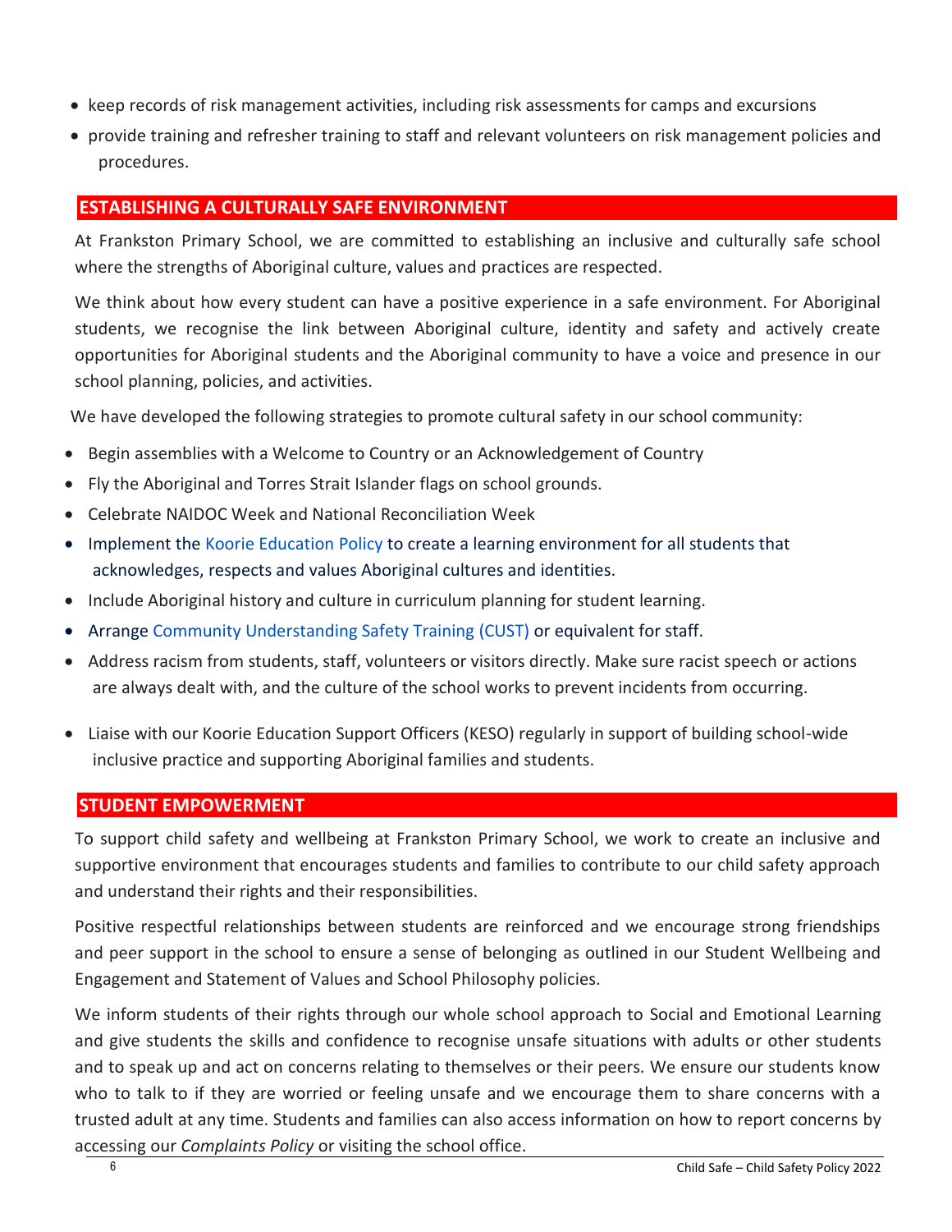- keep records of risk management activities, including risk assessments for camps and excursions
- provide training and refresher training to staff and relevant volunteers on risk management policies and procedures.

## ESTABLISHING A CULTURALLY SAFE ENVIRONMENT

At Frankston Primary School, we are committed to establishing an inclusive and culturally safe school where the strengths of Aboriginal culture, values and practices are respected.

We think about how every student can have a positive experience in a safe environment. For Aboriginal students, we recognise the link between Aboriginal culture, identity and safety and actively create opportunities for Aboriginal students and the Aboriginal community to have a voice and presence in our school planning, policies, and activities.

We have developed the following strategies to promote cultural safety in our school community:

- Begin assemblies with a Welcome to Country or an Acknowledgement of Country
- Fly the Aboriginal and Torres Strait Islander flags on school grounds.
- Celebrate NAIDOC Week and National Reconciliation Week
- Implement the Koorie Education Policy to create a learning environment for all students that acknowledges, respects and values Aboriginal cultures and identities.
- Include Aboriginal history and culture in curriculum planning for student learning.
- Arrange Community Understanding Safety Training (CUST) or equivalent for staff.
- Address racism from students, staff, volunteers or visitors directly. Make sure racist speech or actions are always dealt with, and the culture of the school works to prevent incidents from occurring.
- Liaise with our Koorie Education Support Officers (KESO) regularly in support of building school-wide inclusive practice and supporting Aboriginal families and students.

## STUDENT EMPOWERMENT

To support child safety and wellbeing at Frankston Primary School, we work to create an inclusive and supportive environment that encourages students and families to contribute to our child safety approach and understand their rights and their responsibilities.

Positive respectful relationships between students are reinforced and we encourage strong friendships and peer support in the school to ensure a sense of belonging as outlined in our Student Wellbeing and Engagement and Statement of Values and School Philosophy policies.

We inform students of their rights through our whole school approach to Social and Emotional Learning and give students the skills and confidence to recognise unsafe situations with adults or other students and to speak up and act on concerns relating to themselves or their peers. We ensure our students know who to talk to if they are worried or feeling unsafe and we encourage them to share concerns with a trusted adult at any time. Students and families can also access information on how to report concerns by accessing our *Complaints Policy* or visiting the school office.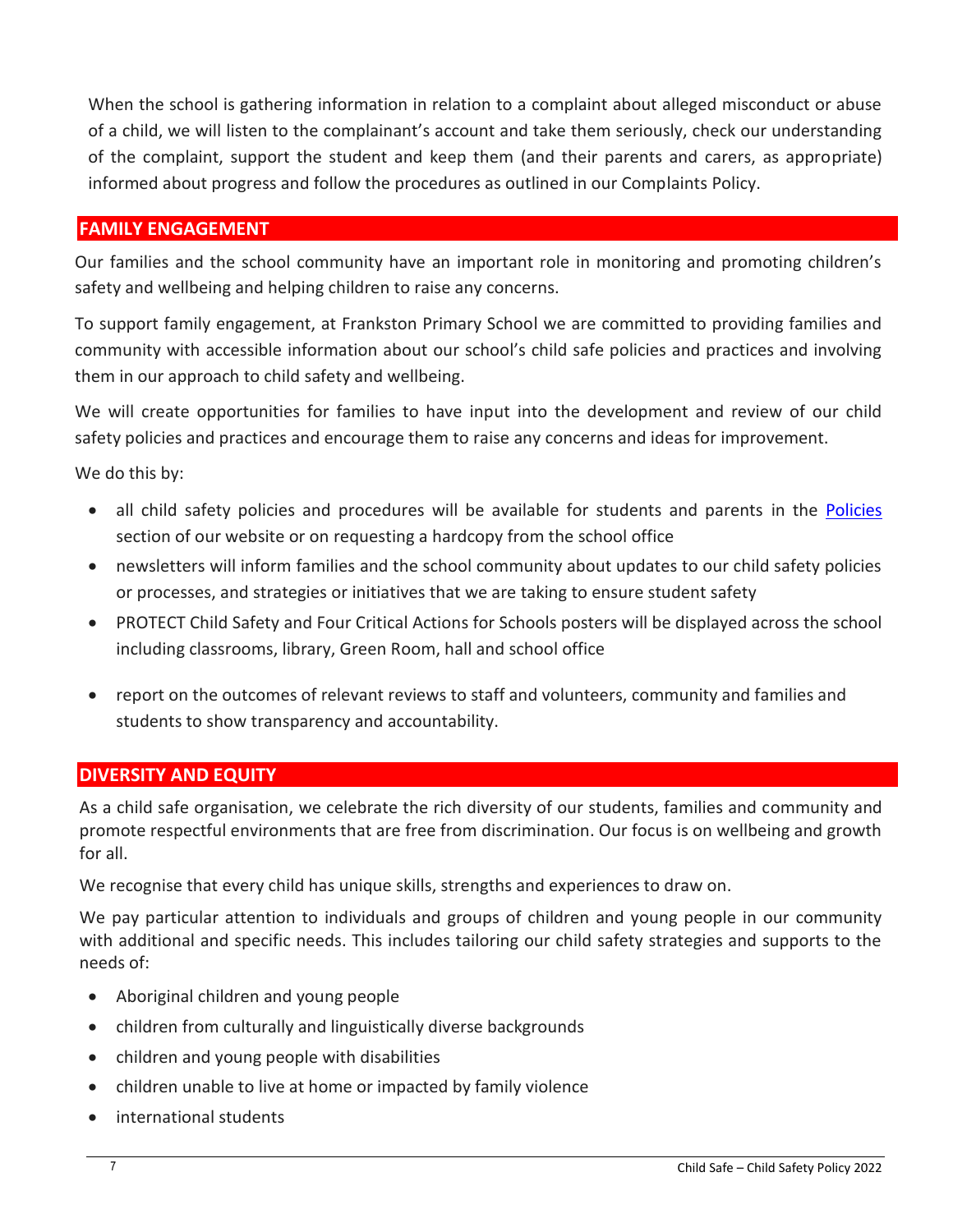When the school is gathering information in relation to a complaint about alleged misconduct or abuse of a child, we will listen to the complainant's account and take them seriously, check our understanding of the complaint, support the student and keep them (and their parents and carers, as appropriate) informed about progress and follow the procedures as outlined in our Complaints Policy.

## FAMILY ENGAGEMENT

Our families and the school community have an important role in monitoring and promoting children's safety and wellbeing and helping children to raise any concerns.

To support family engagement, at Frankston Primary School we are committed to providing families and community with accessible information about our school's child safe policies and practices and involving them in our approach to child safety and wellbeing.

We will create opportunities for families to have input into the development and review of our child safety policies and practices and encourage them to raise any concerns and ideas for improvement.

We do this by:

- all child safety policies and procedures will be available for students and parents in the Policies section of our website or on requesting a hardcopy from the school office
- newsletters will inform families and the school community about updates to our child safety policies or processes, and strategies or initiatives that we are taking to ensure student safety
- PROTECT Child Safety and Four Critical Actions for Schools posters will be displayed across the school including classrooms, library, Green Room, hall and school office
- report on the outcomes of relevant reviews to staff and volunteers, community and families and students to show transparency and accountability.

## DIVERSITY AND EQUITY

As a child safe organisation, we celebrate the rich diversity of our students, families and community and promote respectful environments that are free from discrimination. Our focus is on wellbeing and growth for all.

We recognise that every child has unique skills, strengths and experiences to draw on.

We pay particular attention to individuals and groups of children and young people in our community with additional and specific needs. This includes tailoring our child safety strategies and supports to the needs of:

- Aboriginal children and young people
- children from culturally and linguistically diverse backgrounds
- children and young people with disabilities
- children unable to live at home or impacted by family violence
- international students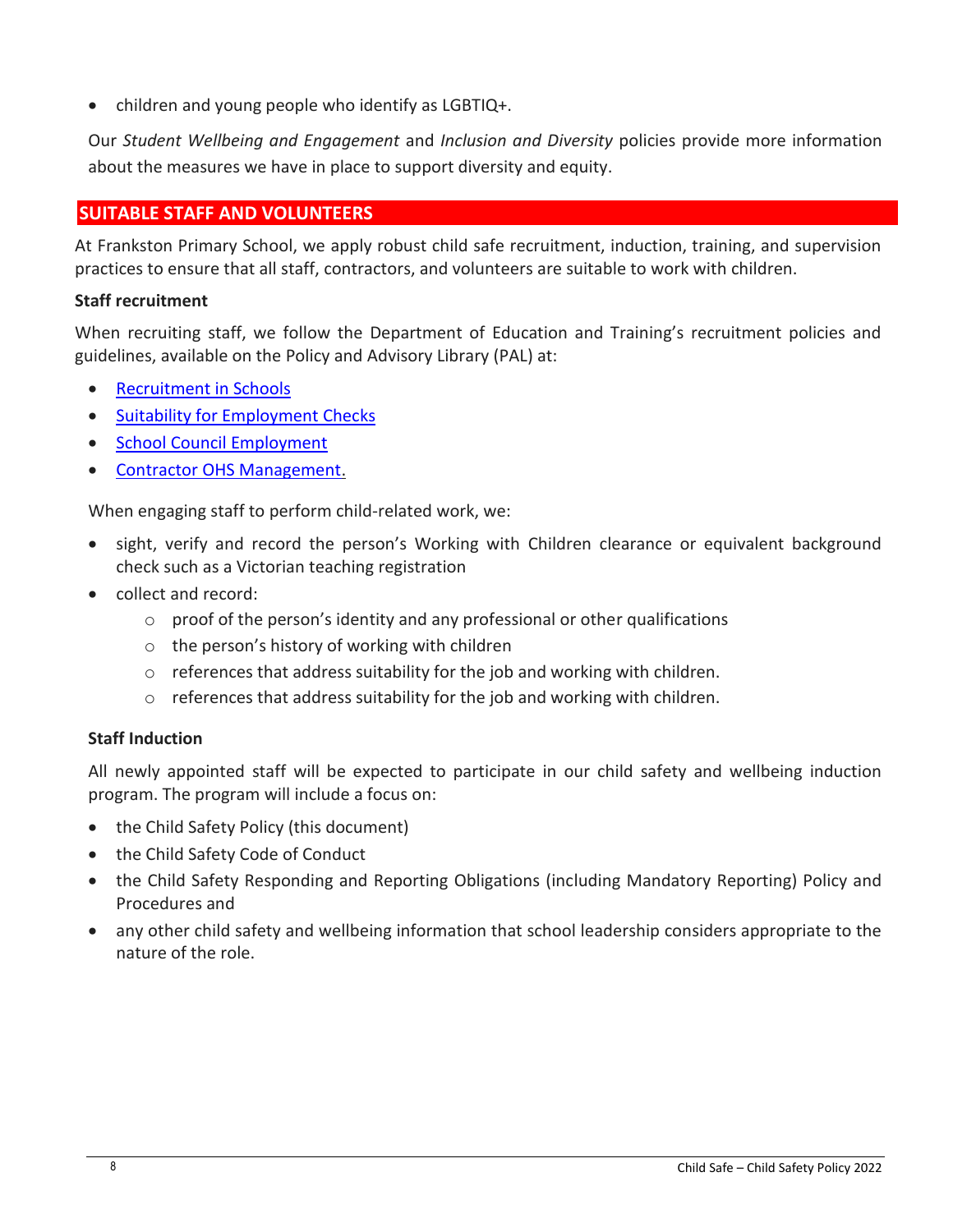- children and young people who identify as LGBTIQ+.

Our *Student Wellbeing and Engagement* and *Inclusion and Diversity* policies provide more information about the measures we have in place to support diversity and equity.

## SUITABLE STAFF AND VOLUNTEERS

At Frankston Primary School, we apply robust child safe recruitment, induction, training, and supervision practices to ensure that all staff, contractors, and volunteers are suitable to work with children.

### Staff recruitment

When recruiting staff, we follow the Department of Education and Training's recruitment policies and guidelines, available on the Policy and Advisory Library (PAL) at:

- Recruitment in Schools
- Suitability for Employment Checks
- School Council Employment
- Contractor OHS Management.

When engaging staff to perform child-related work, we:

- sight, verify and record the person's Working with Children clearance or equivalent background check such as a Victorian teaching registration
- collect and record:
  - proof of the person's identity and any professional or other qualifications
  - the person's history of working with children
  - references that address suitability for the job and working with children.
  - references that address suitability for the job and working with children.

### Staff Induction

All newly appointed staff will be expected to participate in our child safety and wellbeing induction program. The program will include a focus on:

- the Child Safety Policy (this document)
- the Child Safety Code of Conduct
- the Child Safety Responding and Reporting Obligations (including Mandatory Reporting) Policy and Procedures and
- any other child safety and wellbeing information that school leadership considers appropriate to the nature of the role.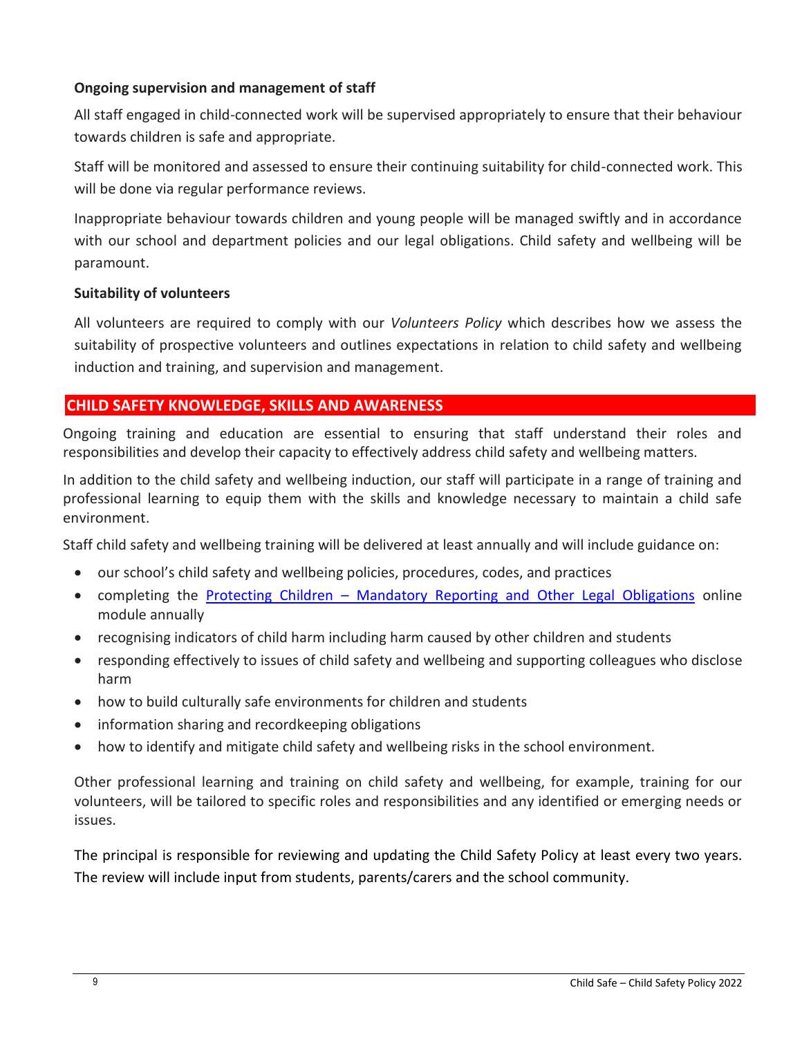**Ongoing supervision and management of staff**

All staff engaged in child-connected work will be supervised appropriately to ensure that their behaviour towards children is safe and appropriate.

Staff will be monitored and assessed to ensure their continuing suitability for child-connected work. This will be done via regular performance reviews.

Inappropriate behaviour towards children and young people will be managed swiftly and in accordance with our school and department policies and our legal obligations. Child safety and wellbeing will be paramount.

**Suitability of volunteers**

All volunteers are required to comply with our *Volunteers Policy* which describes how we assess the suitability of prospective volunteers and outlines expectations in relation to child safety and wellbeing induction and training, and supervision and management.

## CHILD SAFETY KNOWLEDGE, SKILLS AND AWARENESS

Ongoing training and education are essential to ensuring that staff understand their roles and responsibilities and develop their capacity to effectively address child safety and wellbeing matters.

In addition to the child safety and wellbeing induction, our staff will participate in a range of training and professional learning to equip them with the skills and knowledge necessary to maintain a child safe environment.

Staff child safety and wellbeing training will be delivered at least annually and will include guidance on:

- our school's child safety and wellbeing policies, procedures, codes, and practices
- completing the Protecting Children – Mandatory Reporting and Other Legal Obligations online module annually
- recognising indicators of child harm including harm caused by other children and students
- responding effectively to issues of child safety and wellbeing and supporting colleagues who disclose harm
- how to build culturally safe environments for children and students
- information sharing and recordkeeping obligations
- how to identify and mitigate child safety and wellbeing risks in the school environment.

Other professional learning and training on child safety and wellbeing, for example, training for our volunteers, will be tailored to specific roles and responsibilities and any identified or emerging needs or issues.

The principal is responsible for reviewing and updating the Child Safety Policy at least every two years. The review will include input from students, parents/carers and the school community.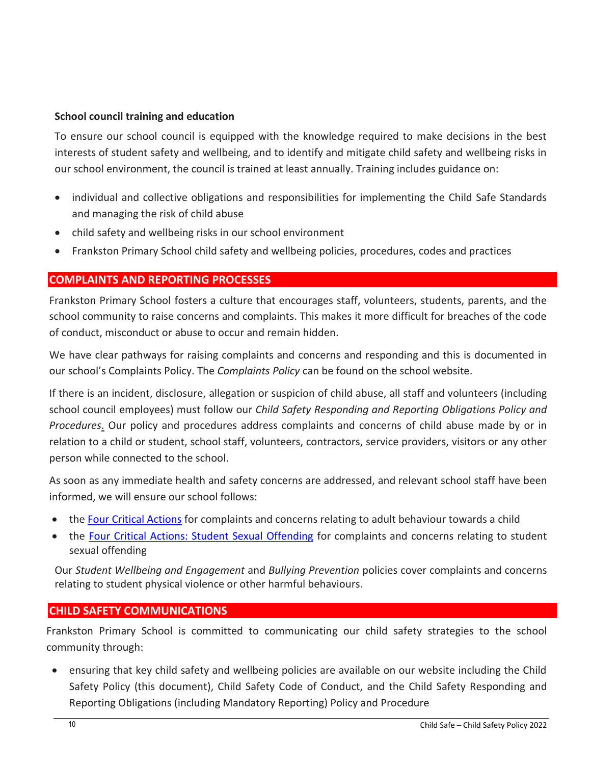### School council training and education

To ensure our school council is equipped with the knowledge required to make decisions in the best interests of student safety and wellbeing, and to identify and mitigate child safety and wellbeing risks in our school environment, the council is trained at least annually. Training includes guidance on:

- individual and collective obligations and responsibilities for implementing the Child Safe Standards and managing the risk of child abuse
- child safety and wellbeing risks in our school environment
- Frankston Primary School child safety and wellbeing policies, procedures, codes and practices

## COMPLAINTS AND REPORTING PROCESSES

Frankston Primary School fosters a culture that encourages staff, volunteers, students, parents, and the school community to raise concerns and complaints. This makes it more difficult for breaches of the code of conduct, misconduct or abuse to occur and remain hidden.

We have clear pathways for raising complaints and concerns and responding and this is documented in our school's Complaints Policy. The *Complaints Policy* can be found on the school website.

If there is an incident, disclosure, allegation or suspicion of child abuse, all staff and volunteers (including school council employees) must follow our *Child Safety Responding and Reporting Obligations Policy and Procedures*. Our policy and procedures address complaints and concerns of child abuse made by or in relation to a child or student, school staff, volunteers, contractors, service providers, visitors or any other person while connected to the school.

As soon as any immediate health and safety concerns are addressed, and relevant school staff have been informed, we will ensure our school follows:

- the Four Critical Actions for complaints and concerns relating to adult behaviour towards a child
- the Four Critical Actions: Student Sexual Offending for complaints and concerns relating to student sexual offending

Our *Student Wellbeing and Engagement* and *Bullying Prevention* policies cover complaints and concerns relating to student physical violence or other harmful behaviours.

## CHILD SAFETY COMMUNICATIONS

Frankston Primary School is committed to communicating our child safety strategies to the school community through:

- ensuring that key child safety and wellbeing policies are available on our website including the Child Safety Policy (this document), Child Safety Code of Conduct, and the Child Safety Responding and Reporting Obligations (including Mandatory Reporting) Policy and Procedure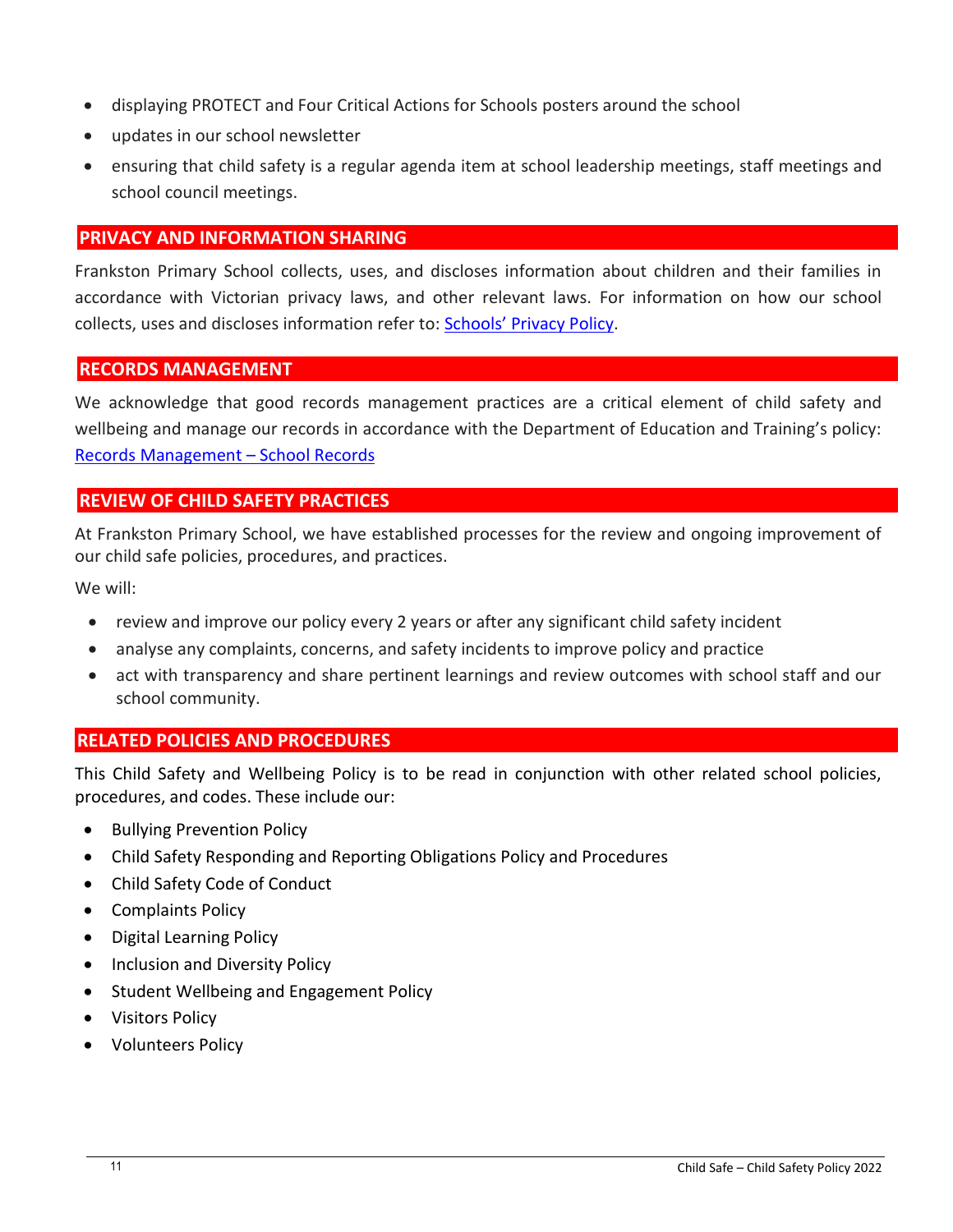- displaying PROTECT and Four Critical Actions for Schools posters around the school
- updates in our school newsletter
- ensuring that child safety is a regular agenda item at school leadership meetings, staff meetings and school council meetings.

## PRIVACY AND INFORMATION SHARING

Frankston Primary School collects, uses, and discloses information about children and their families in accordance with Victorian privacy laws, and other relevant laws. For information on how our school collects, uses and discloses information refer to: Schools' Privacy Policy.

## RECORDS MANAGEMENT

We acknowledge that good records management practices are a critical element of child safety and wellbeing and manage our records in accordance with the Department of Education and Training's policy: Records Management – School Records

## REVIEW OF CHILD SAFETY PRACTICES

At Frankston Primary School, we have established processes for the review and ongoing improvement of our child safe policies, procedures, and practices.

We will:

- review and improve our policy every 2 years or after any significant child safety incident
- analyse any complaints, concerns, and safety incidents to improve policy and practice
- act with transparency and share pertinent learnings and review outcomes with school staff and our school community.

## RELATED POLICIES AND PROCEDURES

This Child Safety and Wellbeing Policy is to be read in conjunction with other related school policies, procedures, and codes. These include our:

- Bullying Prevention Policy
- Child Safety Responding and Reporting Obligations Policy and Procedures
- Child Safety Code of Conduct
- Complaints Policy
- Digital Learning Policy
- Inclusion and Diversity Policy
- Student Wellbeing and Engagement Policy
- Visitors Policy
- Volunteers Policy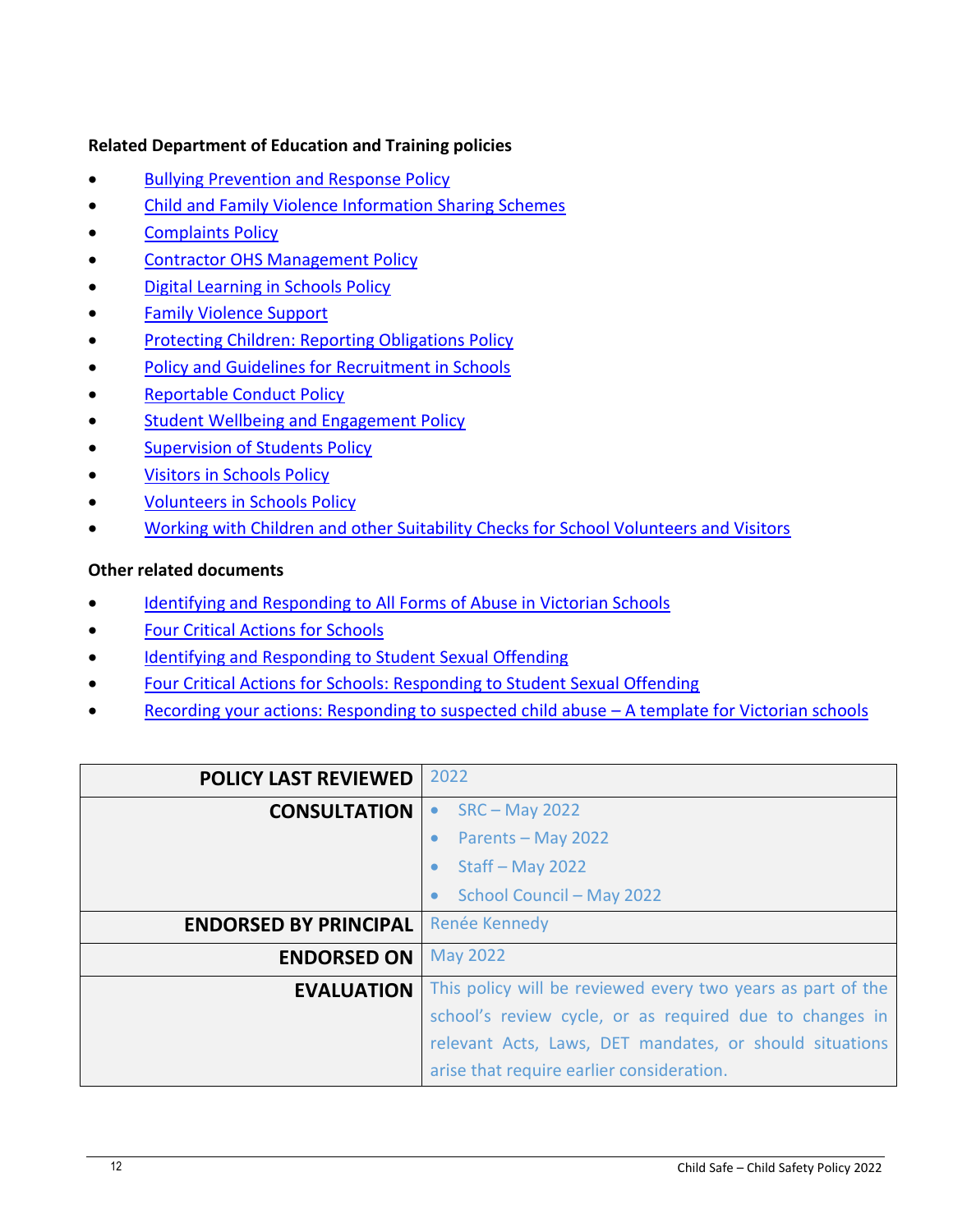**Related Department of Education and Training policies**

- Bullying Prevention and Response Policy
- Child and Family Violence Information Sharing Schemes
- Complaints Policy
- Contractor OHS Management Policy
- Digital Learning in Schools Policy
- Family Violence Support
- Protecting Children: Reporting Obligations Policy
- Policy and Guidelines for Recruitment in Schools
- Reportable Conduct Policy
- Student Wellbeing and Engagement Policy
- Supervision of Students Policy
- Visitors in Schools Policy
- Volunteers in Schools Policy
- Working with Children and other Suitability Checks for School Volunteers and Visitors

**Other related documents**

- Identifying and Responding to All Forms of Abuse in Victorian Schools
- Four Critical Actions for Schools
- Identifying and Responding to Student Sexual Offending
- Four Critical Actions for Schools: Responding to Student Sexual Offending
- Recording your actions: Responding to suspected child abuse – A template for Victorian schools

| | |
|---|---|
| **POLICY LAST REVIEWED** | 2022 |
| **CONSULTATION** | • SRC – May 2022<br>• Parents – May 2022<br>• Staff – May 2022<br>• School Council – May 2022 |
| **ENDORSED BY PRINCIPAL** | Renée Kennedy |
| **ENDORSED ON** | May 2022 |
| **EVALUATION** | This policy will be reviewed every two years as part of the school's review cycle, or as required due to changes in relevant Acts, Laws, DET mandates, or should situations arise that require earlier consideration. |